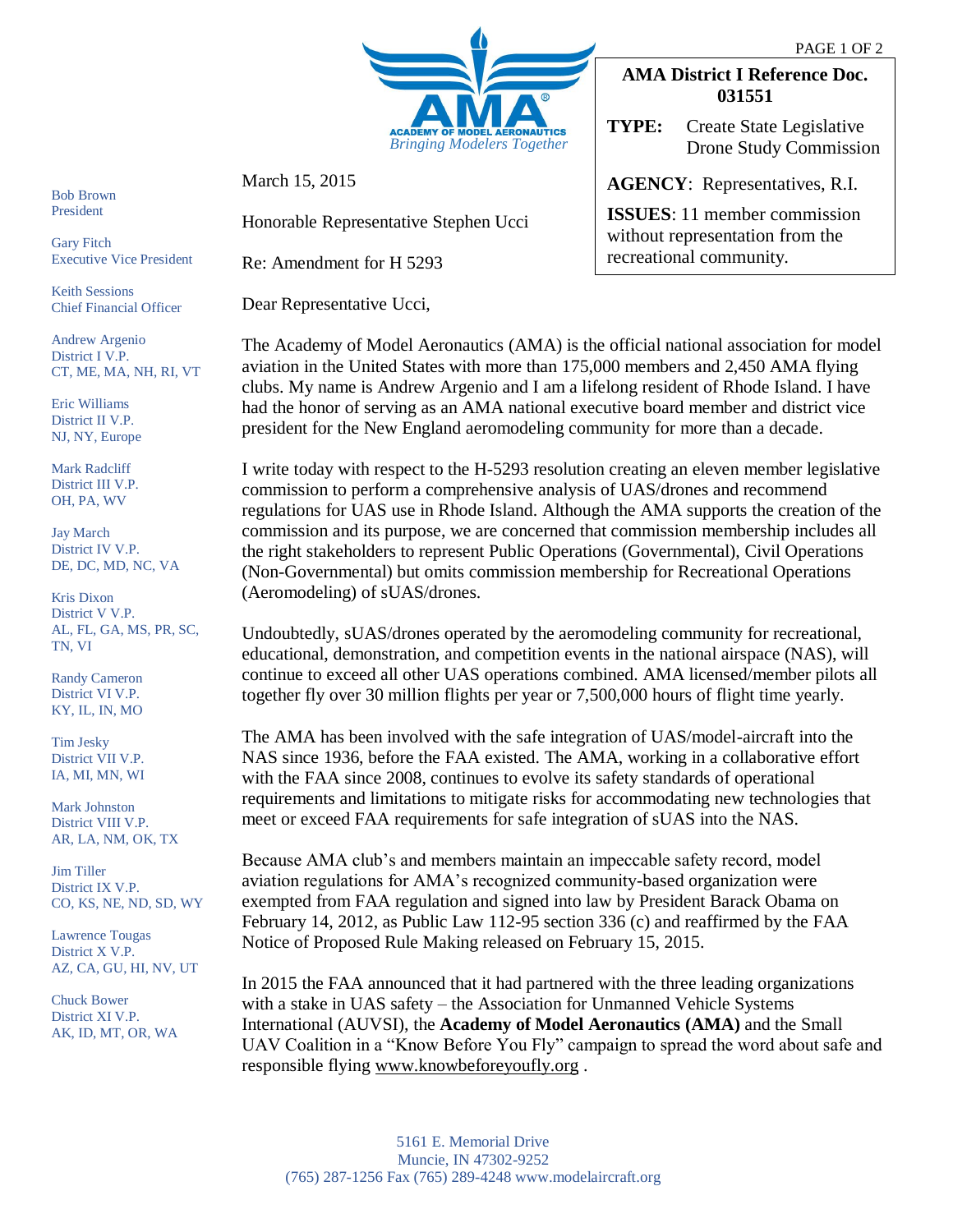ACADEMY OF MODEL AERONAUTICS
*Bringing Modelers Together*

**AMA District I Reference Doc. 031551**

**TYPE:** Create State Legislative Drone Study Commission

**AGENCY**: Representatives, R.I.

**ISSUES**: 11 member commission without representation from the recreational community.

Bob Brown
President

Gary Fitch
Executive Vice President

Keith Sessions
Chief Financial Officer

Andrew Argenio
District I V.P.
CT, ME, MA, NH, RI, VT

Eric Williams
District II V.P.
NJ, NY, Europe

Mark Radcliff
District III V.P.
OH, PA, WV

Jay March
District IV V.P.
DE, DC, MD, NC, VA

Kris Dixon
District V V.P.
AL, FL, GA, MS, PR, SC, TN, VI

Randy Cameron
District VI V.P.
KY, IL, IN, MO

Tim Jesky
District VII V.P.
IA, MI, MN, WI

Mark Johnston
District VIII V.P.
AR, LA, NM, OK, TX

Jim Tiller
District IX V.P.
CO, KS, NE, ND, SD, WY

Lawrence Tougas
District X V.P.
AZ, CA, GU, HI, NV, UT

Chuck Bower
District XI V.P.
AK, ID, MT, OR, WA

March 15, 2015

Honorable Representative Stephen Ucci

Re: Amendment for H 5293

Dear Representative Ucci,

The Academy of Model Aeronautics (AMA) is the official national association for model aviation in the United States with more than 175,000 members and 2,450 AMA flying clubs. My name is Andrew Argenio and I am a lifelong resident of Rhode Island. I have had the honor of serving as an AMA national executive board member and district vice president for the New England aeromodeling community for more than a decade.

I write today with respect to the H-5293 resolution creating an eleven member legislative commission to perform a comprehensive analysis of UAS/drones and recommend regulations for UAS use in Rhode Island. Although the AMA supports the creation of the commission and its purpose, we are concerned that commission membership includes all the right stakeholders to represent Public Operations (Governmental), Civil Operations (Non-Governmental) but omits commission membership for Recreational Operations (Aeromodeling) of sUAS/drones.

Undoubtedly, sUAS/drones operated by the aeromodeling community for recreational, educational, demonstration, and competition events in the national airspace (NAS), will continue to exceed all other UAS operations combined. AMA licensed/member pilots all together fly over 30 million flights per year or 7,500,000 hours of flight time yearly.

The AMA has been involved with the safe integration of UAS/model-aircraft into the NAS since 1936, before the FAA existed. The AMA, working in a collaborative effort with the FAA since 2008, continues to evolve its safety standards of operational requirements and limitations to mitigate risks for accommodating new technologies that meet or exceed FAA requirements for safe integration of sUAS into the NAS.

Because AMA club's and members maintain an impeccable safety record, model aviation regulations for AMA's recognized community-based organization were exempted from FAA regulation and signed into law by President Barack Obama on February 14, 2012, as Public Law 112-95 section 336 (c) and reaffirmed by the FAA Notice of Proposed Rule Making released on February 15, 2015.

In 2015 the FAA announced that it had partnered with the three leading organizations with a stake in UAS safety – the Association for Unmanned Vehicle Systems International (AUVSI), the **Academy of Model Aeronautics (AMA)** and the Small UAV Coalition in a "Know Before You Fly" campaign to spread the word about safe and responsible flying www.knowbeforeyoufly.org .

5161 E. Memorial Drive
Muncie, IN 47302-9252
(765) 287-1256 Fax (765) 289-4248 www.modelaircraft.org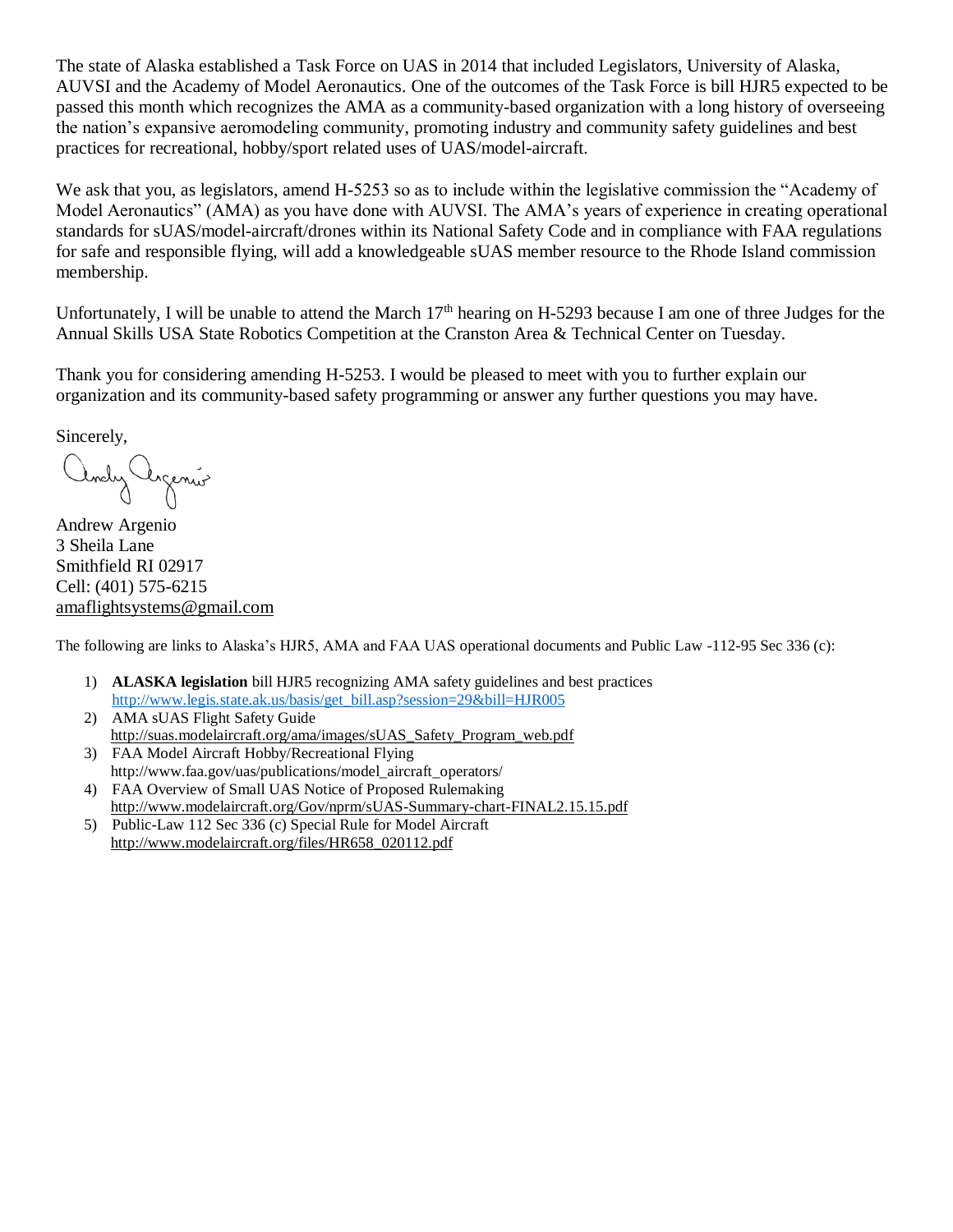The state of Alaska established a Task Force on UAS in 2014 that included Legislators, University of Alaska, AUVSI and the Academy of Model Aeronautics. One of the outcomes of the Task Force is bill HJR5 expected to be passed this month which recognizes the AMA as a community-based organization with a long history of overseeing the nation's expansive aeromodeling community, promoting industry and community safety guidelines and best practices for recreational, hobby/sport related uses of UAS/model-aircraft.

We ask that you, as legislators, amend H-5253 so as to include within the legislative commission the "Academy of Model Aeronautics" (AMA) as you have done with AUVSI. The AMA's years of experience in creating operational standards for sUAS/model-aircraft/drones within its National Safety Code and in compliance with FAA regulations for safe and responsible flying, will add a knowledgeable sUAS member resource to the Rhode Island commission membership.

Unfortunately, I will be unable to attend the March 17th hearing on H-5293 because I am one of three Judges for the Annual Skills USA State Robotics Competition at the Cranston Area & Technical Center on Tuesday.

Thank you for considering amending H-5253. I would be pleased to meet with you to further explain our organization and its community-based safety programming or answer any further questions you may have.

Sincerely,

Andrew Argenio
3 Sheila Lane
Smithfield RI 02917
Cell: (401) 575-6215
amaflightsystems@gmail.com

The following are links to Alaska's HJR5, AMA and FAA UAS operational documents and Public Law -112-95 Sec 336 (c):

1) **ALASKA legislation** bill HJR5 recognizing AMA safety guidelines and best practices
   http://www.legis.state.ak.us/basis/get_bill.asp?session=29&bill=HJR005
2) AMA sUAS Flight Safety Guide
   http://suas.modelaircraft.org/ama/images/sUAS_Safety_Program_web.pdf
3) FAA Model Aircraft Hobby/Recreational Flying
   http://www.faa.gov/uas/publications/model_aircraft_operators/
4) FAA Overview of Small UAS Notice of Proposed Rulemaking
   http://www.modelaircraft.org/Gov/nprm/sUAS-Summary-chart-FINAL2.15.15.pdf
5) Public-Law 112 Sec 336 (c) Special Rule for Model Aircraft
   http://www.modelaircraft.org/files/HR658_020112.pdf